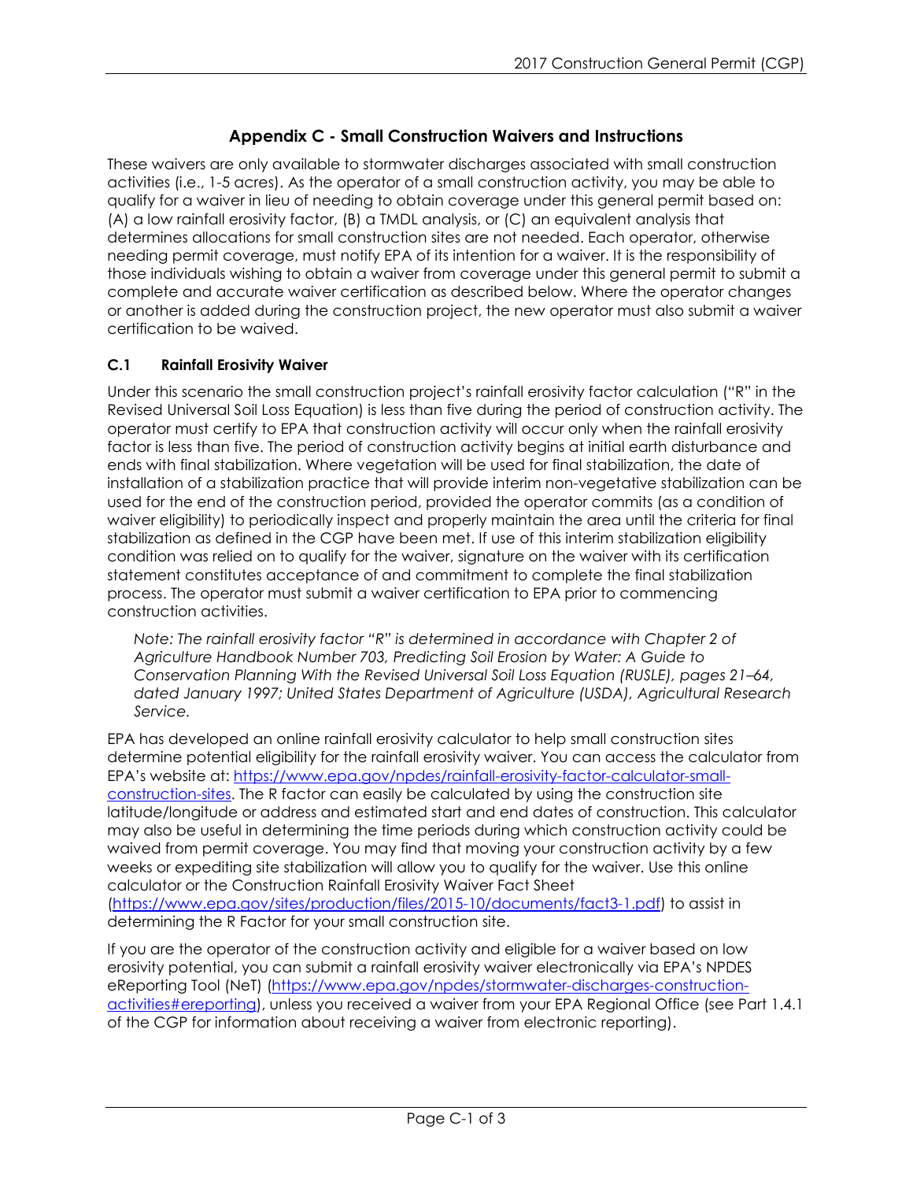# Appendix C - Small Construction Waivers and Instructions

These waivers are only available to stormwater discharges associated with small construction activities (i.e., 1-5 acres). As the operator of a small construction activity, you may be able to qualify for a waiver in lieu of needing to obtain coverage under this general permit based on: (A) a low rainfall erosivity factor, (B) a TMDL analysis, or (C) an equivalent analysis that determines allocations for small construction sites are not needed. Each operator, otherwise needing permit coverage, must notify EPA of its intention for a waiver. It is the responsibility of those individuals wishing to obtain a waiver from coverage under this general permit to submit a complete and accurate waiver certification as described below. Where the operator changes or another is added during the construction project, the new operator must also submit a waiver certification to be waived.

### C.1 Rainfall Erosivity Waiver

Under this scenario the small construction project's rainfall erosivity factor calculation ("R" in the Revised Universal Soil Loss Equation) is less than five during the period of construction activity. The operator must certify to EPA that construction activity will occur only when the rainfall erosivity factor is less than five. The period of construction activity begins at initial earth disturbance and ends with final stabilization. Where vegetation will be used for final stabilization, the date of installation of a stabilization practice that will provide interim non-vegetative stabilization can be used for the end of the construction period, provided the operator commits (as a condition of waiver eligibility) to periodically inspect and properly maintain the area until the criteria for final stabilization as defined in the CGP have been met. If use of this interim stabilization eligibility condition was relied on to qualify for the waiver, signature on the waiver with its certification statement constitutes acceptance of and commitment to complete the final stabilization process. The operator must submit a waiver certification to EPA prior to commencing construction activities.

*Note: The rainfall erosivity factor "R" is determined in accordance with Chapter 2 of Agriculture Handbook Number 703, Predicting Soil Erosion by Water: A Guide to Conservation Planning With the Revised Universal Soil Loss Equation (RUSLE), pages 21–64, dated January 1997; United States Department of Agriculture (USDA), Agricultural Research Service.*

EPA has developed an online rainfall erosivity calculator to help small construction sites determine potential eligibility for the rainfall erosivity waiver. You can access the calculator from EPA's website at: https://www.epa.gov/npdes/rainfall-erosivity-factor-calculator-small-construction-sites. The R factor can easily be calculated by using the construction site latitude/longitude or address and estimated start and end dates of construction. This calculator may also be useful in determining the time periods during which construction activity could be waived from permit coverage. You may find that moving your construction activity by a few weeks or expediting site stabilization will allow you to qualify for the waiver. Use this online calculator or the Construction Rainfall Erosivity Waiver Fact Sheet (https://www.epa.gov/sites/production/files/2015-10/documents/fact3-1.pdf) to assist in determining the R Factor for your small construction site.

If you are the operator of the construction activity and eligible for a waiver based on low erosivity potential, you can submit a rainfall erosivity waiver electronically via EPA's NPDES eReporting Tool (NeT) (https://www.epa.gov/npdes/stormwater-discharges-construction-activities#ereporting), unless you received a waiver from your EPA Regional Office (see Part 1.4.1 of the CGP for information about receiving a waiver from electronic reporting).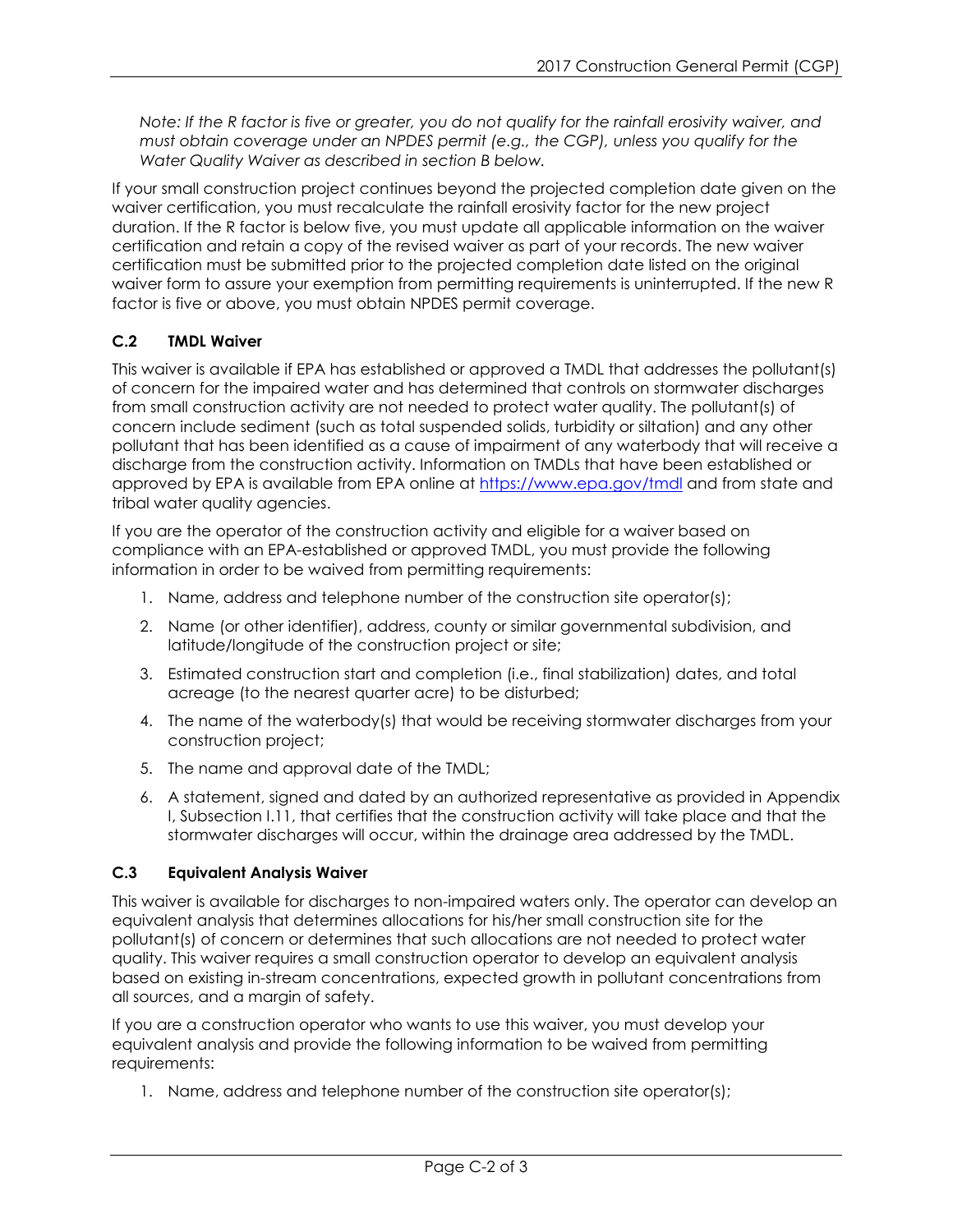*Note: If the R factor is five or greater, you do not qualify for the rainfall erosivity waiver, and must obtain coverage under an NPDES permit (e.g., the CGP), unless you qualify for the Water Quality Waiver as described in section B below.*

If your small construction project continues beyond the projected completion date given on the waiver certification, you must recalculate the rainfall erosivity factor for the new project duration. If the R factor is below five, you must update all applicable information on the waiver certification and retain a copy of the revised waiver as part of your records. The new waiver certification must be submitted prior to the projected completion date listed on the original waiver form to assure your exemption from permitting requirements is uninterrupted. If the new R factor is five or above, you must obtain NPDES permit coverage.

### C.2 TMDL Waiver

This waiver is available if EPA has established or approved a TMDL that addresses the pollutant(s) of concern for the impaired water and has determined that controls on stormwater discharges from small construction activity are not needed to protect water quality. The pollutant(s) of concern include sediment (such as total suspended solids, turbidity or siltation) and any other pollutant that has been identified as a cause of impairment of any waterbody that will receive a discharge from the construction activity. Information on TMDLs that have been established or approved by EPA is available from EPA online at https://www.epa.gov/tmdl and from state and tribal water quality agencies.

If you are the operator of the construction activity and eligible for a waiver based on compliance with an EPA-established or approved TMDL, you must provide the following information in order to be waived from permitting requirements:

1. Name, address and telephone number of the construction site operator(s);
2. Name (or other identifier), address, county or similar governmental subdivision, and latitude/longitude of the construction project or site;
3. Estimated construction start and completion (i.e., final stabilization) dates, and total acreage (to the nearest quarter acre) to be disturbed;
4. The name of the waterbody(s) that would be receiving stormwater discharges from your construction project;
5. The name and approval date of the TMDL;
6. A statement, signed and dated by an authorized representative as provided in Appendix I, Subsection I.11, that certifies that the construction activity will take place and that the stormwater discharges will occur, within the drainage area addressed by the TMDL.

### C.3 Equivalent Analysis Waiver

This waiver is available for discharges to non-impaired waters only. The operator can develop an equivalent analysis that determines allocations for his/her small construction site for the pollutant(s) of concern or determines that such allocations are not needed to protect water quality. This waiver requires a small construction operator to develop an equivalent analysis based on existing in-stream concentrations, expected growth in pollutant concentrations from all sources, and a margin of safety.

If you are a construction operator who wants to use this waiver, you must develop your equivalent analysis and provide the following information to be waived from permitting requirements:

1. Name, address and telephone number of the construction site operator(s);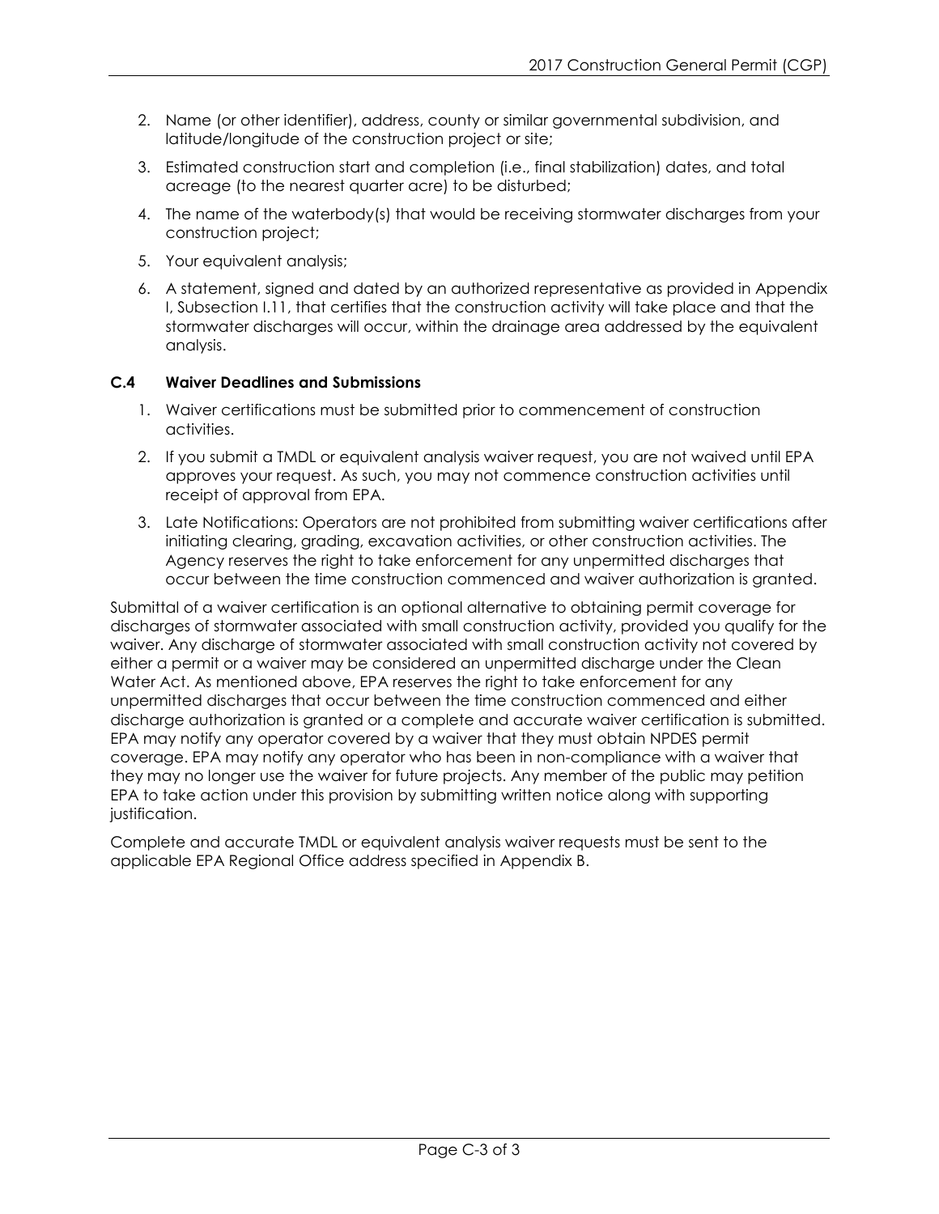2. Name (or other identifier), address, county or similar governmental subdivision, and latitude/longitude of the construction project or site;
3. Estimated construction start and completion (i.e., final stabilization) dates, and total acreage (to the nearest quarter acre) to be disturbed;
4. The name of the waterbody(s) that would be receiving stormwater discharges from your construction project;
5. Your equivalent analysis;
6. A statement, signed and dated by an authorized representative as provided in Appendix I, Subsection I.11, that certifies that the construction activity will take place and that the stormwater discharges will occur, within the drainage area addressed by the equivalent analysis.

### C.4 Waiver Deadlines and Submissions

1. Waiver certifications must be submitted prior to commencement of construction activities.
2. If you submit a TMDL or equivalent analysis waiver request, you are not waived until EPA approves your request. As such, you may not commence construction activities until receipt of approval from EPA.
3. Late Notifications: Operators are not prohibited from submitting waiver certifications after initiating clearing, grading, excavation activities, or other construction activities. The Agency reserves the right to take enforcement for any unpermitted discharges that occur between the time construction commenced and waiver authorization is granted.

Submittal of a waiver certification is an optional alternative to obtaining permit coverage for discharges of stormwater associated with small construction activity, provided you qualify for the waiver. Any discharge of stormwater associated with small construction activity not covered by either a permit or a waiver may be considered an unpermitted discharge under the Clean Water Act. As mentioned above, EPA reserves the right to take enforcement for any unpermitted discharges that occur between the time construction commenced and either discharge authorization is granted or a complete and accurate waiver certification is submitted. EPA may notify any operator covered by a waiver that they must obtain NPDES permit coverage. EPA may notify any operator who has been in non-compliance with a waiver that they may no longer use the waiver for future projects. Any member of the public may petition EPA to take action under this provision by submitting written notice along with supporting justification.

Complete and accurate TMDL or equivalent analysis waiver requests must be sent to the applicable EPA Regional Office address specified in Appendix B.